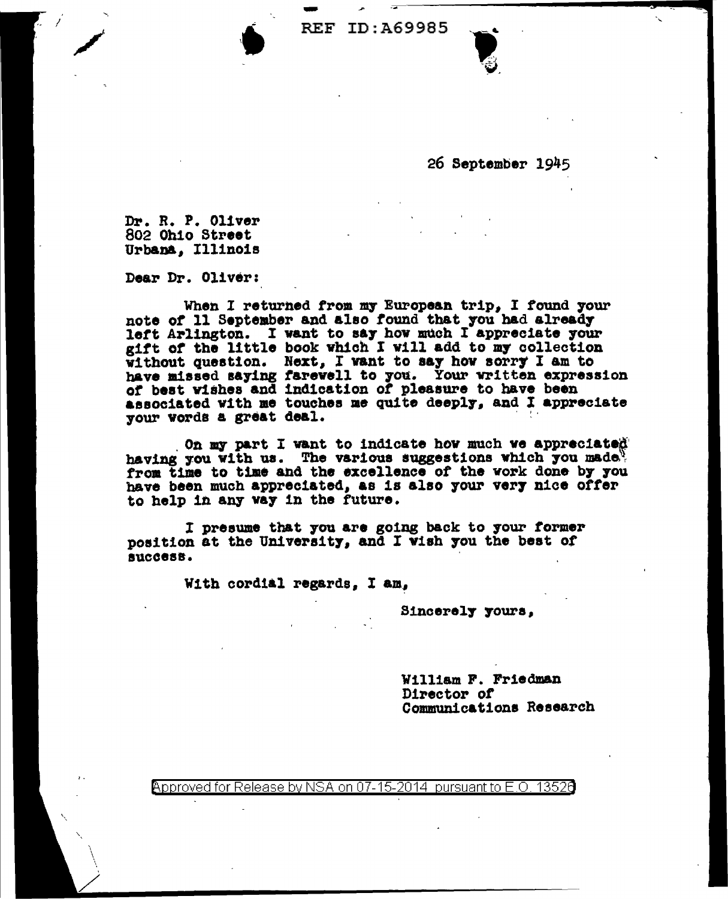REF ID:A69985

26 September 1945

Dr. R. P. Oliver
802 Ohio Street
Urbana, Illinois

Dear Dr. Oliver:

When I returned from my European trip, I found your note of 11 September and also found that you had already left Arlington. I want to say how much I appreciate your gift of the little book which I will add to my collection without question. Next, I want to say how sorry I am to have missed saying farewell to you. Your written expression of best wishes and indication of pleasure to have been associated with me touches me quite deeply, and I appreciate your words a great deal.

On my part I want to indicate how much we appreciated having you with us. The various suggestions which you made from time to time and the excellence of the work done by you have been much appreciated, as is also your very nice offer to help in any way in the future.

I presume that you are going back to your former position at the University, and I wish you the best of success.

With cordial regards, I am,

Sincerely yours,

William F. Friedman
Director of
Communications Research

Approved for Release by NSA on 07-15-2014 pursuant to E.O. 13526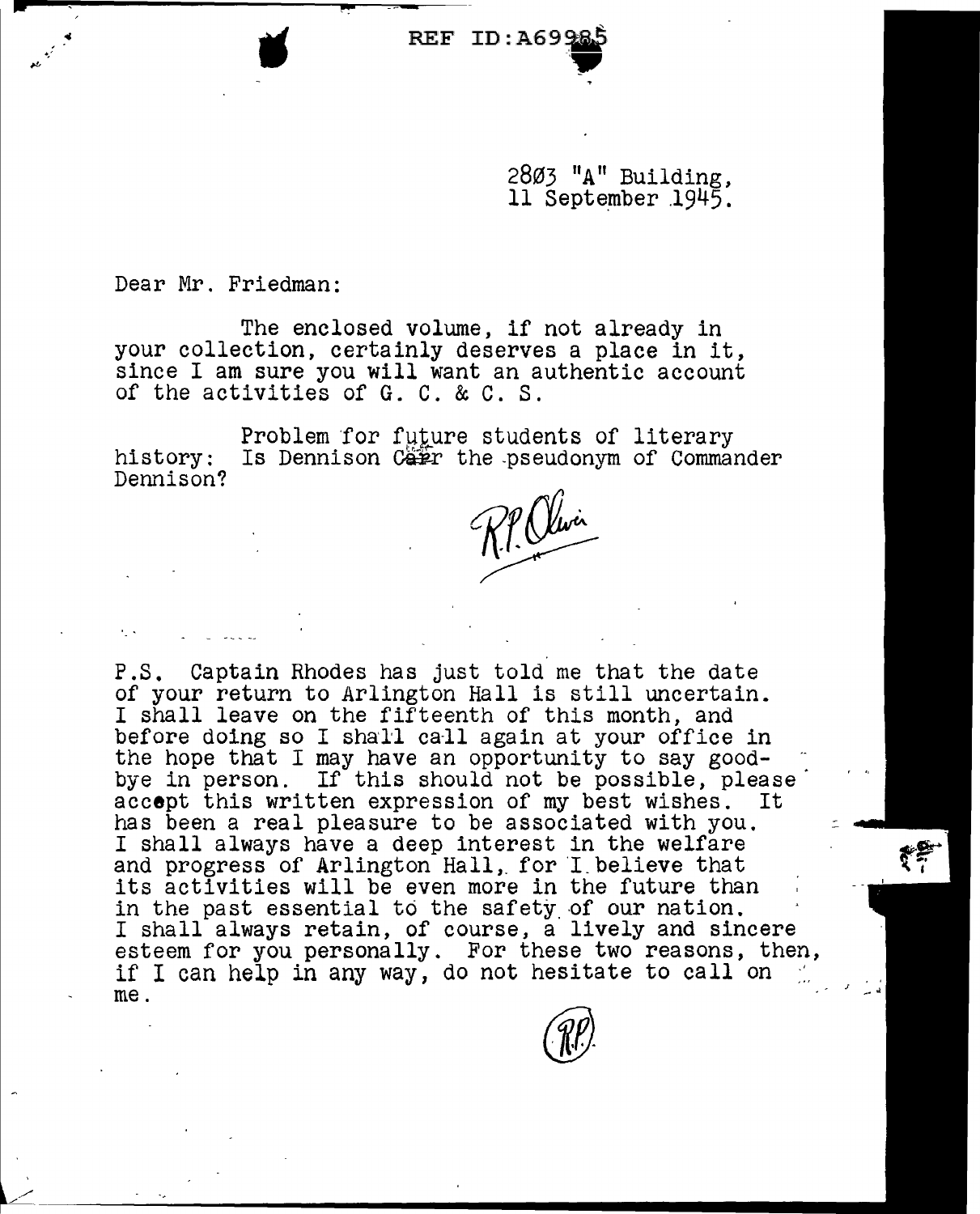REF ID:A69985

2803 "A" Building,
11 September 1945.

Dear Mr. Friedman:

The enclosed volume, if not already in your collection, certainly deserves a place in it, since I am sure you will want an authentic account of the activities of G. C. & C. S.

Problem for future students of literary history: Is Dennison Carr the pseudonym of Commander Dennison?

R.P. Oliver

P.S. Captain Rhodes has just told me that the date of your return to Arlington Hall is still uncertain. I shall leave on the fifteenth of this month, and before doing so I shall call again at your office in the hope that I may have an opportunity to say good-bye in person. If this should not be possible, please accept this written expression of my best wishes. It has been a real pleasure to be associated with you. I shall always have a deep interest in the welfare and progress of Arlington Hall, for I believe that its activities will be even more in the future than in the past essential to the safety of our nation. I shall always retain, of course, a lively and sincere esteem for you personally. For these two reasons, then, if I can help in any way, do not hesitate to call on me.

R.P.